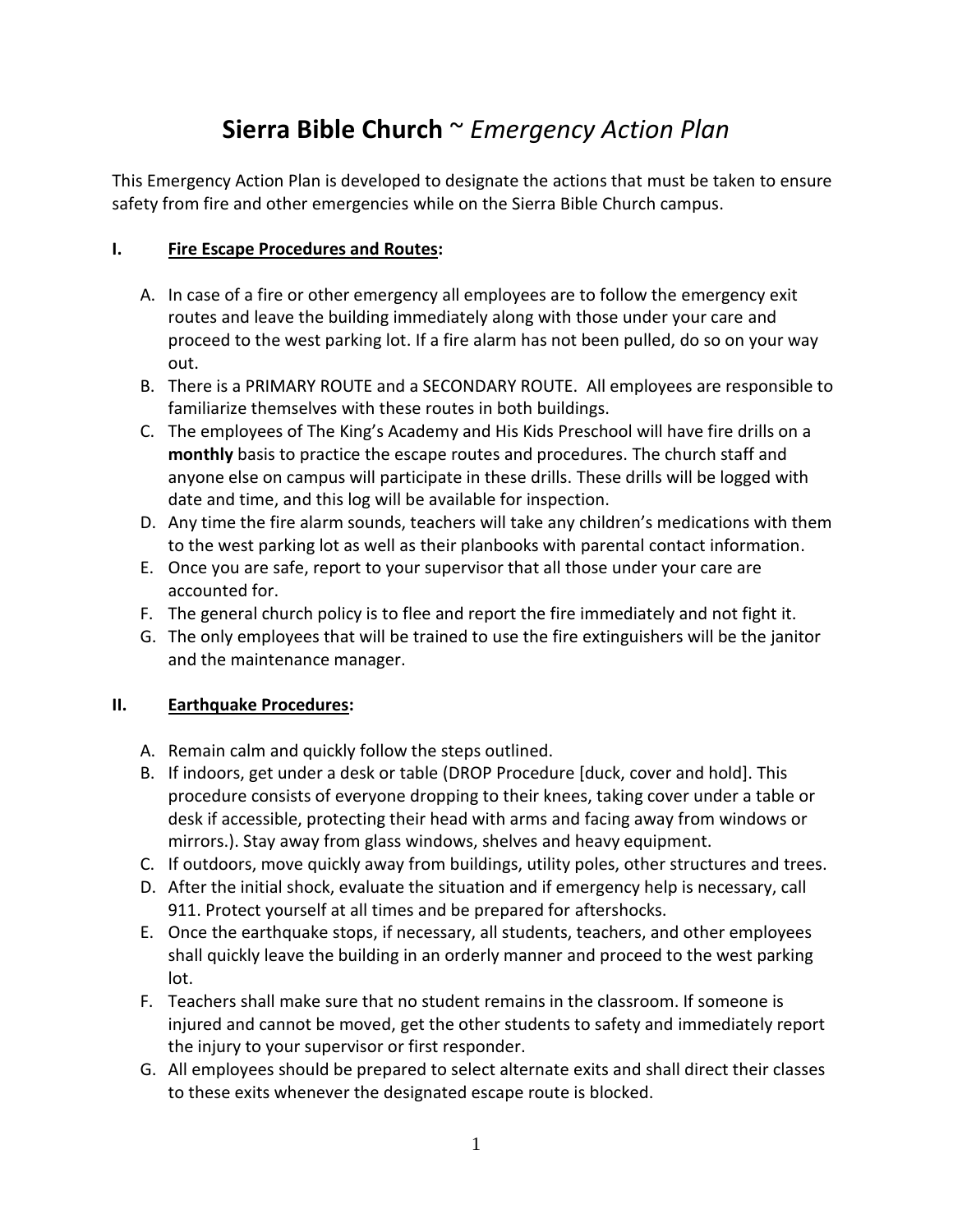# **Sierra Bible Church** ~ *Emergency Action Plan*

This Emergency Action Plan is developed to designate the actions that must be taken to ensure safety from fire and other emergencies while on the Sierra Bible Church campus.

## I. <u>Fire Escape Procedures and Routes</u>:

A. In case of a fire or other emergency all employees are to follow the emergency exit routes and leave the building immediately along with those under your care and proceed to the west parking lot. If a fire alarm has not been pulled, do so on your way out.

B. There is a PRIMARY ROUTE and a SECONDARY ROUTE. All employees are responsible to familiarize themselves with these routes in both buildings.

C. The employees of The King's Academy and His Kids Preschool will have fire drills on a **monthly** basis to practice the escape routes and procedures. The church staff and anyone else on campus will participate in these drills. These drills will be logged with date and time, and this log will be available for inspection.

D. Any time the fire alarm sounds, teachers will take any children's medications with them to the west parking lot as well as their planbooks with parental contact information.

E. Once you are safe, report to your supervisor that all those under your care are accounted for.

F. The general church policy is to flee and report the fire immediately and not fight it.

G. The only employees that will be trained to use the fire extinguishers will be the janitor and the maintenance manager.

## II. <u>Earthquake Procedures</u>:

A. Remain calm and quickly follow the steps outlined.

B. If indoors, get under a desk or table (DROP Procedure [duck, cover and hold]. This procedure consists of everyone dropping to their knees, taking cover under a table or desk if accessible, protecting their head with arms and facing away from windows or mirrors.). Stay away from glass windows, shelves and heavy equipment.

C. If outdoors, move quickly away from buildings, utility poles, other structures and trees.

D. After the initial shock, evaluate the situation and if emergency help is necessary, call 911. Protect yourself at all times and be prepared for aftershocks.

E. Once the earthquake stops, if necessary, all students, teachers, and other employees shall quickly leave the building in an orderly manner and proceed to the west parking lot.

F. Teachers shall make sure that no student remains in the classroom. If someone is injured and cannot be moved, get the other students to safety and immediately report the injury to your supervisor or first responder.

G. All employees should be prepared to select alternate exits and shall direct their classes to these exits whenever the designated escape route is blocked.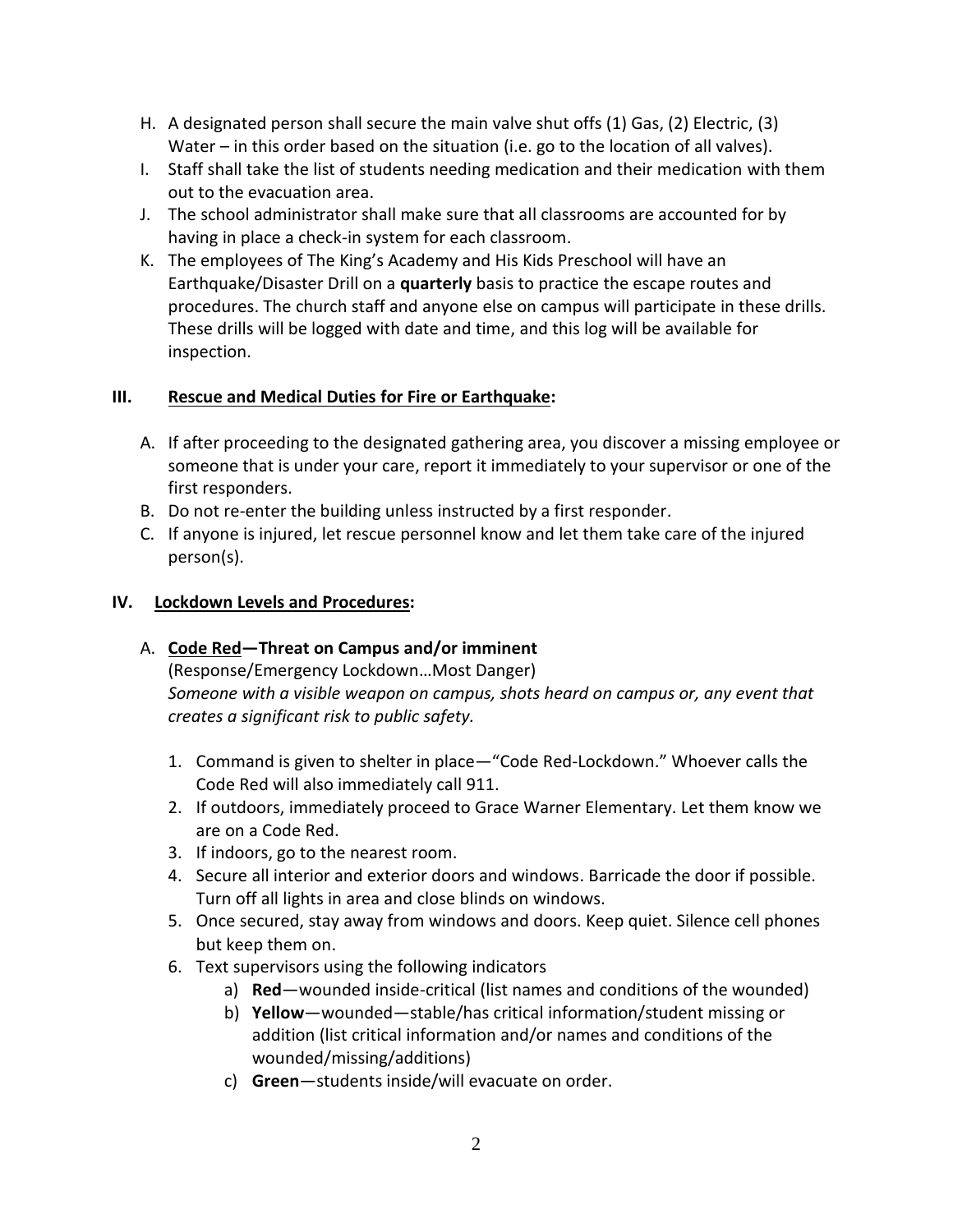H. A designated person shall secure the main valve shut offs (1) Gas, (2) Electric, (3) Water – in this order based on the situation (i.e. go to the location of all valves).
I. Staff shall take the list of students needing medication and their medication with them out to the evacuation area.
J. The school administrator shall make sure that all classrooms are accounted for by having in place a check-in system for each classroom.
K. The employees of The King's Academy and His Kids Preschool will have an Earthquake/Disaster Drill on a **quarterly** basis to practice the escape routes and procedures. The church staff and anyone else on campus will participate in these drills. These drills will be logged with date and time, and this log will be available for inspection.

## III. <u>Rescue and Medical Duties for Fire or Earthquake</u>:

A. If after proceeding to the designated gathering area, you discover a missing employee or someone that is under your care, report it immediately to your supervisor or one of the first responders.
B. Do not re-enter the building unless instructed by a first responder.
C. If anyone is injured, let rescue personnel know and let them take care of the injured person(s).

## IV. <u>Lockdown Levels and Procedures</u>:

A. **<u>Code Red</u>—Threat on Campus and/or imminent**
(Response/Emergency Lockdown…Most Danger)
*Someone with a visible weapon on campus, shots heard on campus or, any event that creates a significant risk to public safety.*

1. Command is given to shelter in place—"Code Red-Lockdown." Whoever calls the Code Red will also immediately call 911.
2. If outdoors, immediately proceed to Grace Warner Elementary. Let them know we are on a Code Red.
3. If indoors, go to the nearest room.
4. Secure all interior and exterior doors and windows. Barricade the door if possible. Turn off all lights in area and close blinds on windows.
5. Once secured, stay away from windows and doors. Keep quiet. Silence cell phones but keep them on.
6. Text supervisors using the following indicators
   a) **Red**—wounded inside-critical (list names and conditions of the wounded)
   b) **Yellow**—wounded—stable/has critical information/student missing or addition (list critical information and/or names and conditions of the wounded/missing/additions)
   c) **Green**—students inside/will evacuate on order.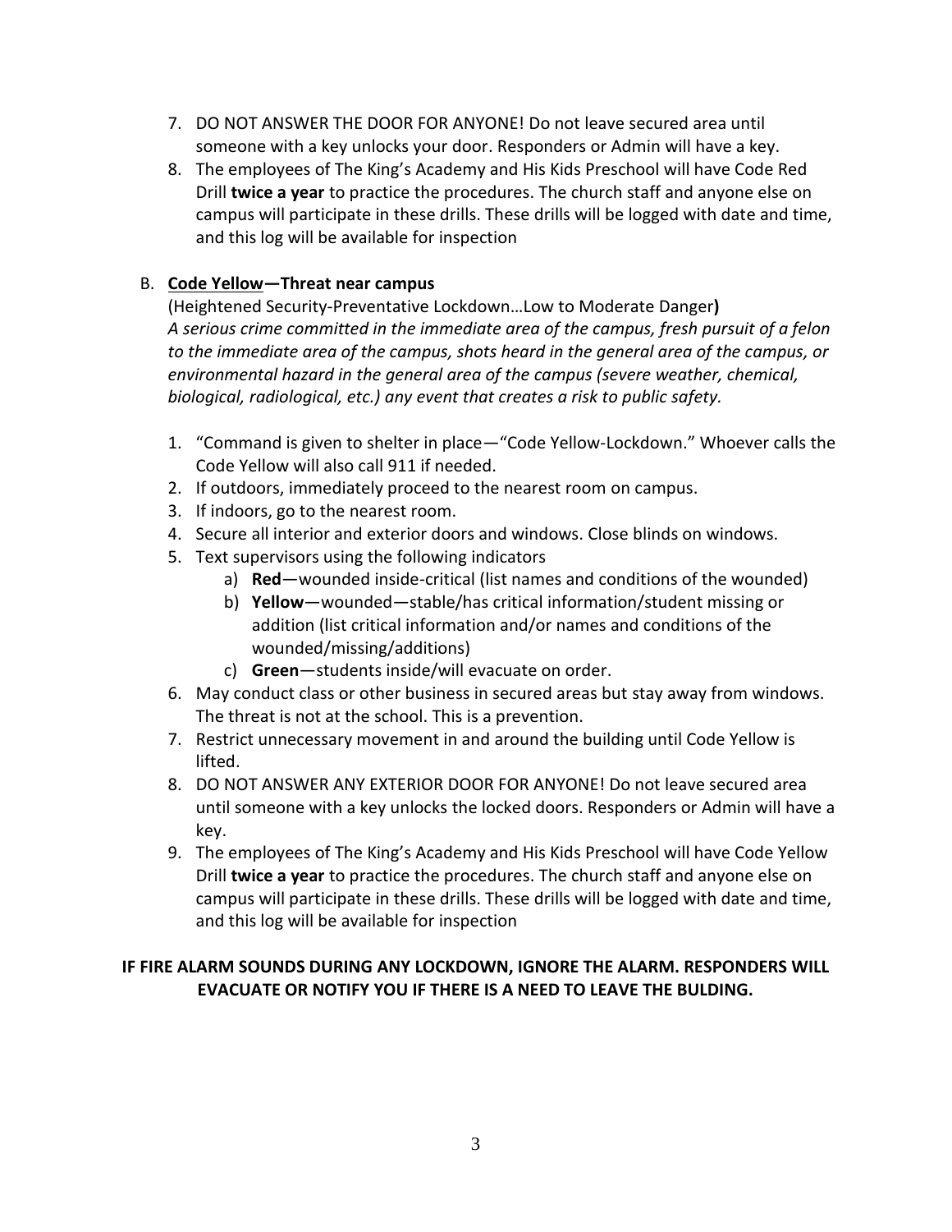7. DO NOT ANSWER THE DOOR FOR ANYONE! Do not leave secured area until someone with a key unlocks your door. Responders or Admin will have a key.
8. The employees of The King's Academy and His Kids Preschool will have Code Red Drill **twice a year** to practice the procedures. The church staff and anyone else on campus will participate in these drills. These drills will be logged with date and time, and this log will be available for inspection

B. **Code Yellow—Threat near campus**

(Heightened Security-Preventative Lockdown…Low to Moderate Danger**)**
*A serious crime committed in the immediate area of the campus, fresh pursuit of a felon to the immediate area of the campus, shots heard in the general area of the campus, or environmental hazard in the general area of the campus (severe weather, chemical, biological, radiological, etc.) any event that creates a risk to public safety.*

1. "Command is given to shelter in place—"Code Yellow-Lockdown." Whoever calls the Code Yellow will also call 911 if needed.
2. If outdoors, immediately proceed to the nearest room on campus.
3. If indoors, go to the nearest room.
4. Secure all interior and exterior doors and windows. Close blinds on windows.
5. Text supervisors using the following indicators
   a) **Red**—wounded inside-critical (list names and conditions of the wounded)
   b) **Yellow**—wounded—stable/has critical information/student missing or addition (list critical information and/or names and conditions of the wounded/missing/additions)
   c) **Green**—students inside/will evacuate on order.
6. May conduct class or other business in secured areas but stay away from windows. The threat is not at the school. This is a prevention.
7. Restrict unnecessary movement in and around the building until Code Yellow is lifted.
8. DO NOT ANSWER ANY EXTERIOR DOOR FOR ANYONE! Do not leave secured area until someone with a key unlocks the locked doors. Responders or Admin will have a key.
9. The employees of The King's Academy and His Kids Preschool will have Code Yellow Drill **twice a year** to practice the procedures. The church staff and anyone else on campus will participate in these drills. These drills will be logged with date and time, and this log will be available for inspection

**IF FIRE ALARM SOUNDS DURING ANY LOCKDOWN, IGNORE THE ALARM. RESPONDERS WILL EVACUATE OR NOTIFY YOU IF THERE IS A NEED TO LEAVE THE BULDING.**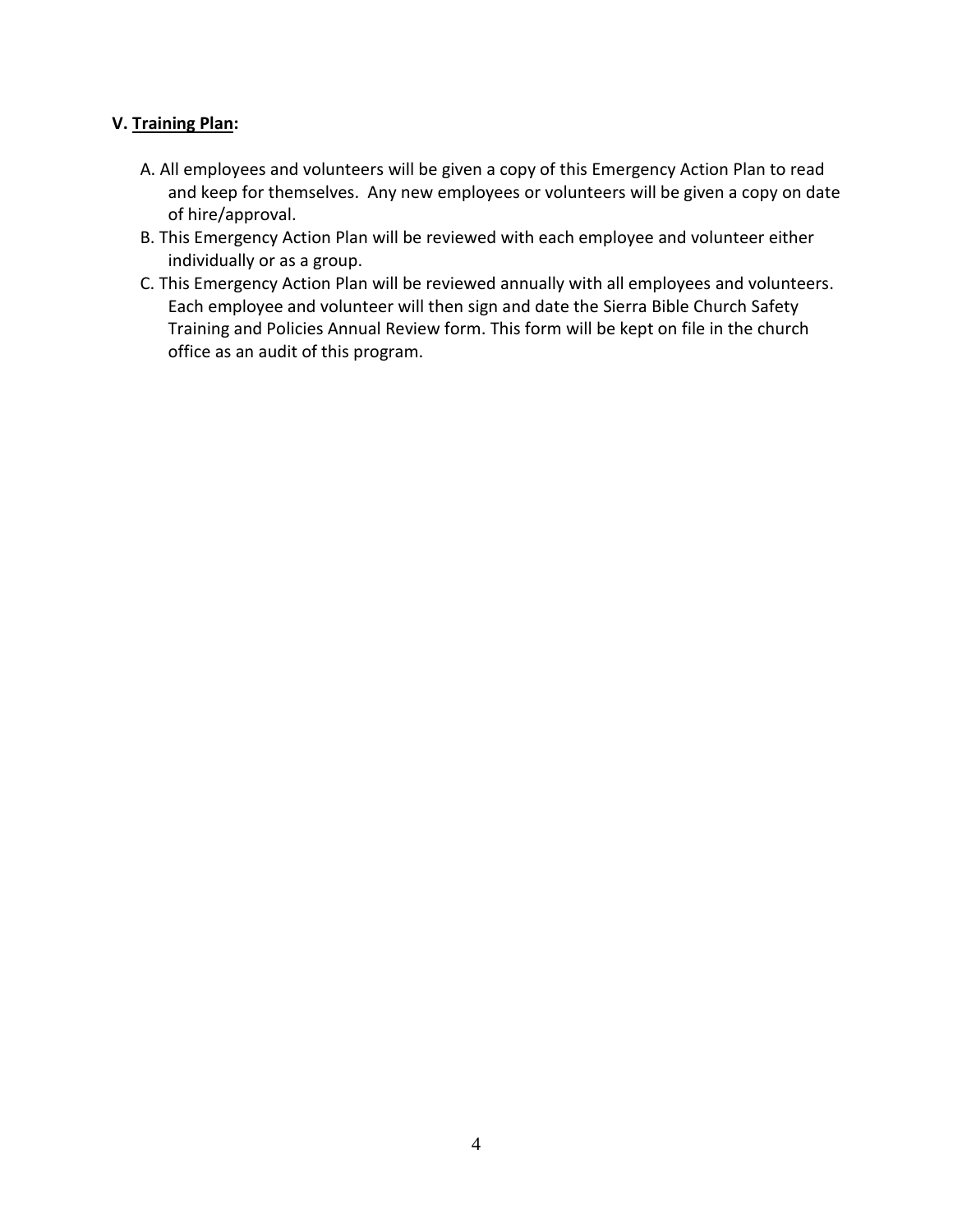### V. **Training Plan:**

A. All employees and volunteers will be given a copy of this Emergency Action Plan to read and keep for themselves. Any new employees or volunteers will be given a copy on date of hire/approval.

B. This Emergency Action Plan will be reviewed with each employee and volunteer either individually or as a group.

C. This Emergency Action Plan will be reviewed annually with all employees and volunteers. Each employee and volunteer will then sign and date the Sierra Bible Church Safety Training and Policies Annual Review form. This form will be kept on file in the church office as an audit of this program.